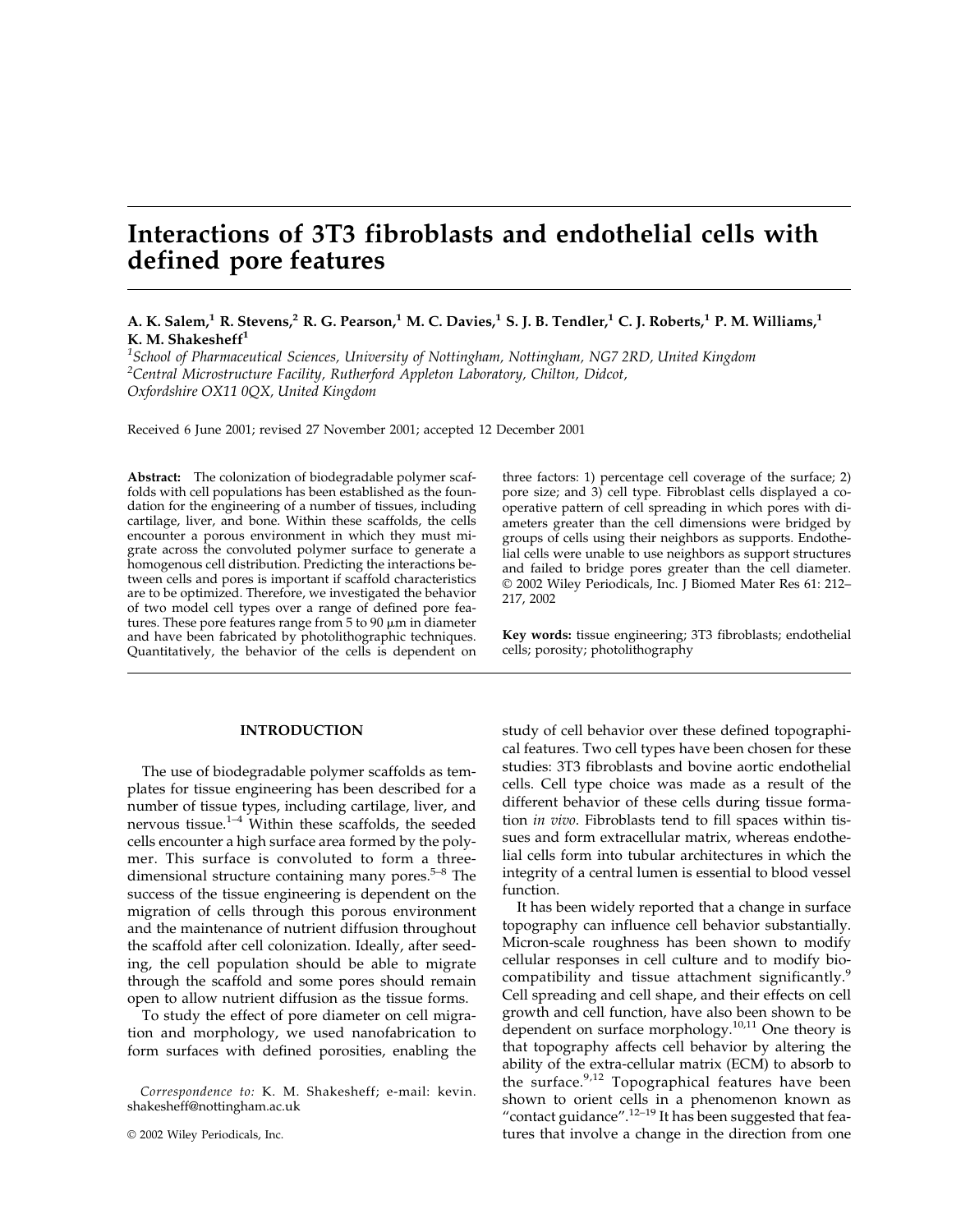# Interactions of 3T3 fibroblasts and endothelial cells with defined pore features

**A. K. Salem,[1] R. Stevens,[2] R. G. Pearson,[1] M. C. Davies,[1] S. J. B. Tendler,[1] C. J. Roberts,[1] P. M. Williams,[1] K. M. Shakesheff[1]**

[1] *School of Pharmaceutical Sciences, University of Nottingham, Nottingham, NG7 2RD, United Kingdom*
[2] *Central Microstructure Facility, Rutherford Appleton Laboratory, Chilton, Didcot, Oxfordshire OX11 0QX, United Kingdom*

Received 6 June 2001; revised 27 November 2001; accepted 12 December 2001

**Abstract:** The colonization of biodegradable polymer scaffolds with cell populations has been established as the foundation for the engineering of a number of tissues, including cartilage, liver, and bone. Within these scaffolds, the cells encounter a porous environment in which they must migrate across the convoluted polymer surface to generate a homogenous cell distribution. Predicting the interactions between cells and pores is important if scaffold characteristics are to be optimized. Therefore, we investigated the behavior of two model cell types over a range of defined pore features. These pore features range from 5 to 90 μm in diameter and have been fabricated by photolithographic techniques. Quantitatively, the behavior of the cells is dependent on three factors: 1) percentage cell coverage of the surface; 2) pore size; and 3) cell type. Fibroblast cells displayed a cooperative pattern of cell spreading in which pores with diameters greater than the cell dimensions were bridged by groups of cells using their neighbors as supports. Endothelial cells were unable to use neighbors as support structures and failed to bridge pores greater than the cell diameter. © 2002 Wiley Periodicals, Inc. J Biomed Mater Res 61: 212–217, 2002

**Key words:** tissue engineering; 3T3 fibroblasts; endothelial cells; porosity; photolithography

## INTRODUCTION

The use of biodegradable polymer scaffolds as templates for tissue engineering has been described for a number of tissue types, including cartilage, liver, and nervous tissue.[1–4] Within these scaffolds, the seeded cells encounter a high surface area formed by the polymer. This surface is convoluted to form a three-dimensional structure containing many pores.[5–8] The success of the tissue engineering is dependent on the migration of cells through this porous environment and the maintenance of nutrient diffusion throughout the scaffold after cell colonization. Ideally, after seeding, the cell population should be able to migrate through the scaffold and some pores should remain open to allow nutrient diffusion as the tissue forms.

To study the effect of pore diameter on cell migration and morphology, we used nanofabrication to form surfaces with defined porosities, enabling the study of cell behavior over these defined topographical features. Two cell types have been chosen for these studies: 3T3 fibroblasts and bovine aortic endothelial cells. Cell type choice was made as a result of the different behavior of these cells during tissue formation *in vivo*. Fibroblasts tend to fill spaces within tissues and form extracellular matrix, whereas endothelial cells form into tubular architectures in which the integrity of a central lumen is essential to blood vessel function.

It has been widely reported that a change in surface topography can influence cell behavior substantially. Micron-scale roughness has been shown to modify cellular responses in cell culture and to modify biocompatibility and tissue attachment significantly.[9] Cell spreading and cell shape, and their effects on cell growth and cell function, have also been shown to be dependent on surface morphology.[10,11] One theory is that topography affects cell behavior by altering the ability of the extra-cellular matrix (ECM) to absorb to the surface.[9,12] Topographical features have been shown to orient cells in a phenomenon known as "contact guidance".[12–19] It has been suggested that features that involve a change in the direction from one

*Correspondence to:* K. M. Shakesheff; e-mail: kevin.shakesheff@nottingham.ac.uk

© 2002 Wiley Periodicals, Inc.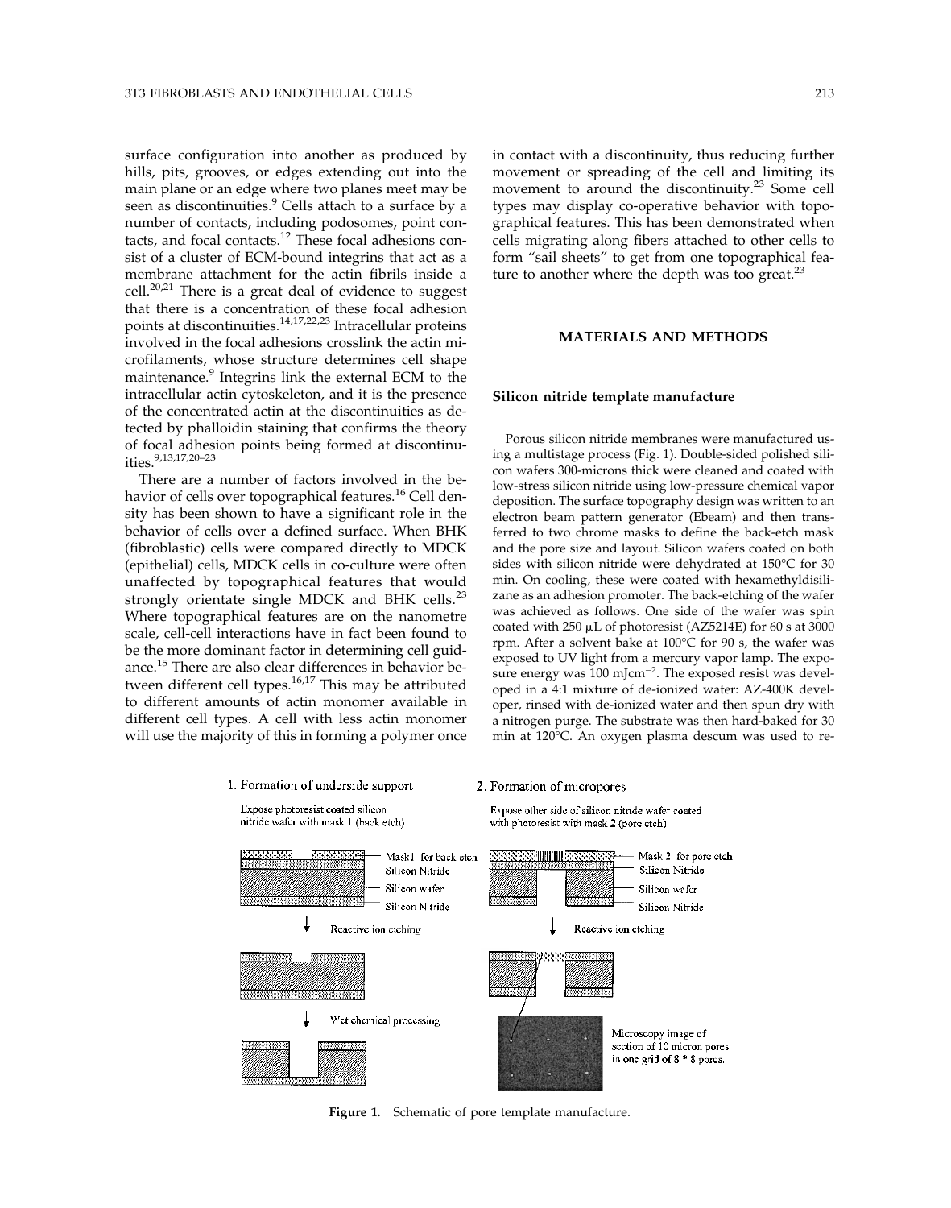surface configuration into another as produced by hills, pits, grooves, or edges extending out into the main plane or an edge where two planes meet may be seen as discontinuities.[9] Cells attach to a surface by a number of contacts, including podosomes, point contacts, and focal contacts.[12] These focal adhesions consist of a cluster of ECM-bound integrins that act as a membrane attachment for the actin fibrils inside a cell.[20,21] There is a great deal of evidence to suggest that there is a concentration of these focal adhesion points at discontinuities.[14,17,22,23] Intracellular proteins involved in the focal adhesions crosslink the actin microfilaments, whose structure determines cell shape maintenance.[9] Integrins link the external ECM to the intracellular actin cytoskeleton, and it is the presence of the concentrated actin at the discontinuities as detected by phalloidin staining that confirms the theory of focal adhesion points being formed at discontinuities.[9,13,17,20–23]

There are a number of factors involved in the behavior of cells over topographical features.[16] Cell density has been shown to have a significant role in the behavior of cells over a defined surface. When BHK (fibroblastic) cells were compared directly to MDCK (epithelial) cells, MDCK cells in co-culture were often unaffected by topographical features that would strongly orientate single MDCK and BHK cells.[23] Where topographical features are on the nanometre scale, cell-cell interactions have in fact been found to be the more dominant factor in determining cell guidance.[15] There are also clear differences in behavior between different cell types.[16,17] This may be attributed to different amounts of actin monomer available in different cell types. A cell with less actin monomer will use the majority of this in forming a polymer once in contact with a discontinuity, thus reducing further movement or spreading of the cell and limiting its movement to around the discontinuity.[23] Some cell types may display co-operative behavior with topographical features. This has been demonstrated when cells migrating along fibers attached to other cells to form "sail sheets" to get from one topographical feature to another where the depth was too great.[23]

## MATERIALS AND METHODS

### Silicon nitride template manufacture

Porous silicon nitride membranes were manufactured using a multistage process (Fig. 1). Double-sided polished silicon wafers 300-microns thick were cleaned and coated with low-stress silicon nitride using low-pressure chemical vapor deposition. The surface topography design was written to an electron beam pattern generator (Ebeam) and then transferred to two chrome masks to define the back-etch mask and the pore size and layout. Silicon wafers coated on both sides with silicon nitride were dehydrated at 150°C for 30 min. On cooling, these were coated with hexamethyldisilizane as an adhesion promoter. The back-etching of the wafer was achieved as follows. One side of the wafer was spin coated with 250 μL of photoresist (AZ5214E) for 60 s at 3000 rpm. After a solvent bake at 100°C for 90 s, the wafer was exposed to UV light from a mercury vapor lamp. The exposure energy was 100 mJcm$^{-2}$. The exposed resist was developed in a 4:1 mixture of de-ionized water: AZ-400K developer, rinsed with de-ionized water and then spun dry with a nitrogen purge. The substrate was then hard-baked for 30 min at 120°C. An oxygen plasma descum was used to re-

1. Formation of underside support

Expose photoresist coated silicon nitride wafer with mask 1 (back etch)

Mask1 for back etch
Silicon Nitride
Silicon wafer
Silicon Nitride

Reactive ion etching

Wet chemical processing

2. Formation of micropores

Expose other side of silicon nitride wafer coated with photoresist with mask 2 (pore etch)

Mask 2 for pore etch
Silicon Nitride
Silicon wafer
Silicon Nitride

Reactive ion etching

Microscopy image of section of 10 micron pores in one grid of 8 * 8 pores.

**Figure 1.** Schematic of pore template manufacture.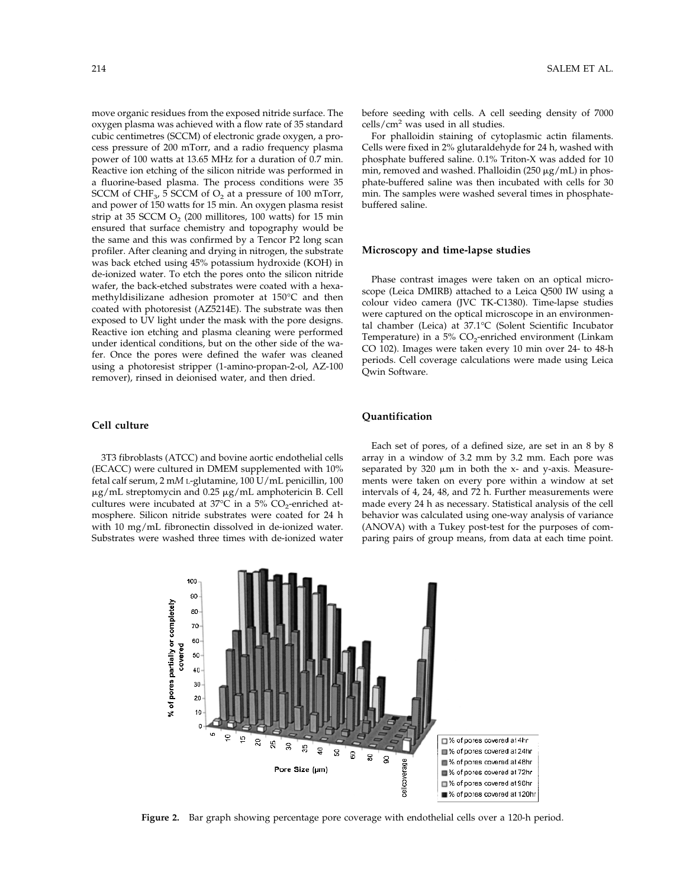move organic residues from the exposed nitride surface. The oxygen plasma was achieved with a flow rate of 35 standard cubic centimetres (SCCM) of electronic grade oxygen, a process pressure of 200 mTorr, and a radio frequency plasma power of 100 watts at 13.65 MHz for a duration of 0.7 min. Reactive ion etching of the silicon nitride was performed in a fluorine-based plasma. The process conditions were 35 SCCM of $CHF_3$, 5 SCCM of $O_2$ at a pressure of 100 mTorr, and power of 150 watts for 15 min. An oxygen plasma resist strip at 35 SCCM $O_2$ (200 millitores, 100 watts) for 15 min ensured that surface chemistry and topography would be the same and this was confirmed by a Tencor P2 long scan profiler. After cleaning and drying in nitrogen, the substrate was back etched using 45% potassium hydroxide (KOH) in de-ionized water. To etch the pores onto the silicon nitride wafer, the back-etched substrates were coated with a hexamethyldisilizane adhesion promoter at 150°C and then coated with photoresist (AZ5214E). The substrate was then exposed to UV light under the mask with the pore designs. Reactive ion etching and plasma cleaning were performed under identical conditions, but on the other side of the wafer. Once the pores were defined the wafer was cleaned using a photoresist stripper (1-amino-propan-2-ol, AZ-100 remover), rinsed in deionised water, and then dried.

### Cell culture

3T3 fibroblasts (ATCC) and bovine aortic endothelial cells (ECACC) were cultured in DMEM supplemented with 10% fetal calf serum, 2 m*M* L-glutamine, 100 U/mL penicillin, 100 μg/mL streptomycin and 0.25 μg/mL amphotericin B. Cell cultures were incubated at 37°C in a 5% $CO_2$-enriched atmosphere. Silicon nitride substrates were coated for 24 h with 10 mg/mL fibronectin dissolved in de-ionized water. Substrates were washed three times with de-ionized water before seeding with cells. A cell seeding density of 7000 cells/cm$^2$ was used in all studies.

For phalloidin staining of cytoplasmic actin filaments. Cells were fixed in 2% glutaraldehyde for 24 h, washed with phosphate buffered saline. 0.1% Triton-X was added for 10 min, removed and washed. Phalloidin (250 μg/mL) in phosphate-buffered saline was then incubated with cells for 30 min. The samples were washed several times in phosphate-buffered saline.

### Microscopy and time-lapse studies

Phase contrast images were taken on an optical microscope (Leica DMIRB) attached to a Leica Q500 IW using a colour video camera (JVC TK-C1380). Time-lapse studies were captured on the optical microscope in an environmental chamber (Leica) at 37.1°C (Solent Scientific Incubator Temperature) in a 5% $CO_2$-enriched environment (Linkam CO 102). Images were taken every 10 min over 24- to 48-h periods. Cell coverage calculations were made using Leica Qwin Software.

### Quantification

Each set of pores, of a defined size, are set in an 8 by 8 array in a window of 3.2 mm by 3.2 mm. Each pore was separated by 320 μm in both the x- and y-axis. Measurements were taken on every pore within a window at set intervals of 4, 24, 48, and 72 h. Further measurements were made every 24 h as necessary. Statistical analysis of the cell behavior was calculated using one-way analysis of variance (ANOVA) with a Tukey post-test for the purposes of comparing pairs of group means, from data at each time point.

**Figure 2.** Bar graph showing percentage pore coverage with endothelial cells over a 120-h period.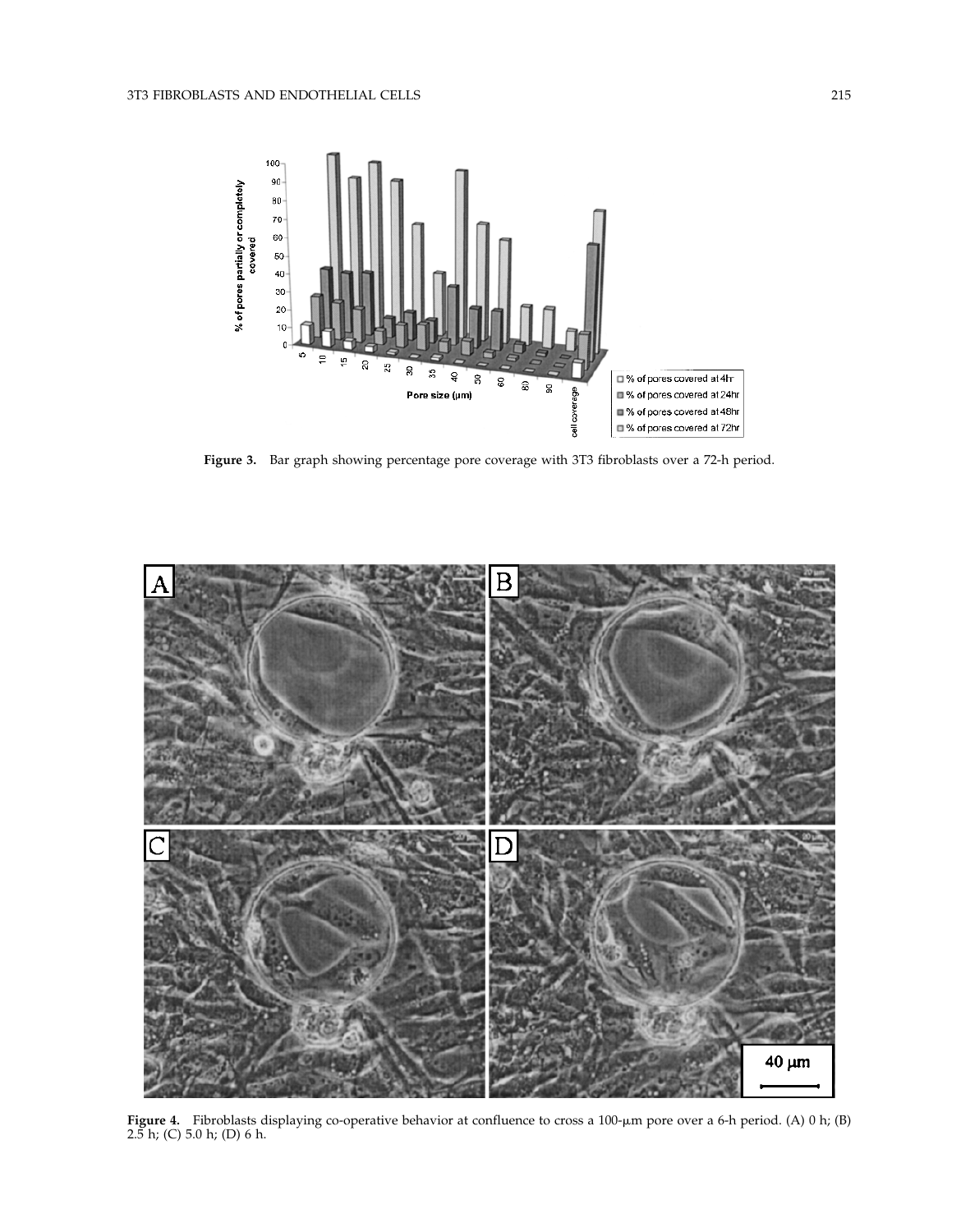**Figure 3.** Bar graph showing percentage pore coverage with 3T3 fibroblasts over a 72-h period.

**Figure 4.** Fibroblasts displaying co-operative behavior at confluence to cross a 100-µm pore over a 6-h period. (A) 0 h; (B) 2.5 h; (C) 5.0 h; (D) 6 h.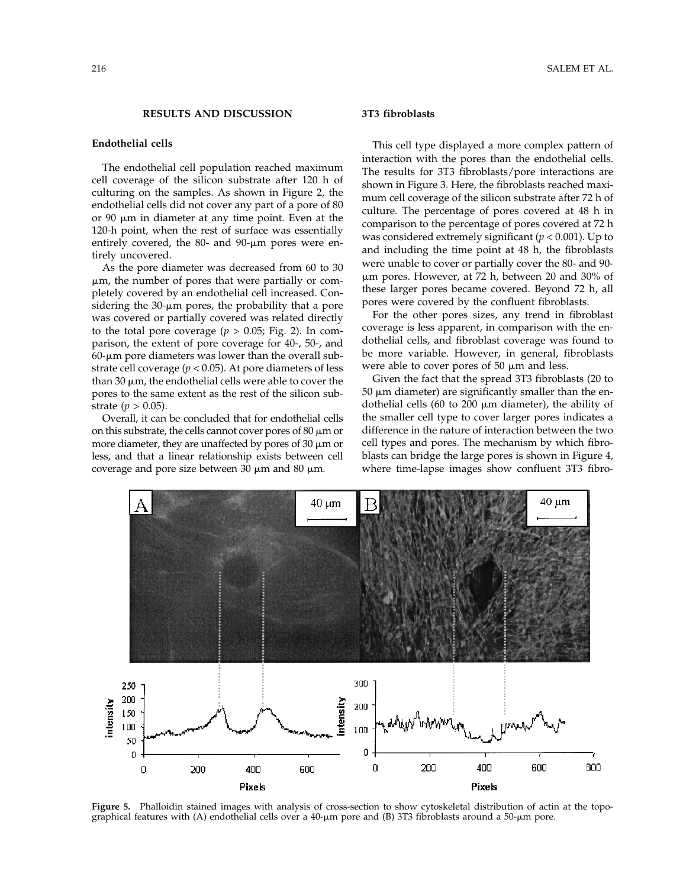## RESULTS AND DISCUSSION

### Endothelial cells

The endothelial cell population reached maximum cell coverage of the silicon substrate after 120 h of culturing on the samples. As shown in Figure 2, the endothelial cells did not cover any part of a pore of 80 or 90 μm in diameter at any time point. Even at the 120-h point, when the rest of surface was essentially entirely covered, the 80- and 90-μm pores were entirely uncovered.

As the pore diameter was decreased from 60 to 30 μm, the number of pores that were partially or completely covered by an endothelial cell increased. Considering the 30-μm pores, the probability that a pore was covered or partially covered was related directly to the total pore coverage ($p > 0.05$; Fig. 2). In comparison, the extent of pore coverage for 40-, 50-, and 60-μm pore diameters was lower than the overall substrate cell coverage ($p < 0.05$). At pore diameters of less than 30 μm, the endothelial cells were able to cover the pores to the same extent as the rest of the silicon substrate ($p > 0.05$).

Overall, it can be concluded that for endothelial cells on this substrate, the cells cannot cover pores of 80 μm or more diameter, they are unaffected by pores of 30 μm or less, and that a linear relationship exists between cell coverage and pore size between 30 μm and 80 μm.

### 3T3 fibroblasts

This cell type displayed a more complex pattern of interaction with the pores than the endothelial cells. The results for 3T3 fibroblasts/pore interactions are shown in Figure 3. Here, the fibroblasts reached maximum cell coverage of the silicon substrate after 72 h of culture. The percentage of pores covered at 48 h in comparison to the percentage of pores covered at 72 h was considered extremely significant ($p < 0.001$). Up to and including the time point at 48 h, the fibroblasts were unable to cover or partially cover the 80- and 90-μm pores. However, at 72 h, between 20 and 30% of these larger pores became covered. Beyond 72 h, all pores were covered by the confluent fibroblasts.

For the other pores sizes, any trend in fibroblast coverage is less apparent, in comparison with the endothelial cells, and fibroblast coverage was found to be more variable. However, in general, fibroblasts were able to cover pores of 50 μm and less.

Given the fact that the spread 3T3 fibroblasts (20 to 50 μm diameter) are significantly smaller than the endothelial cells (60 to 200 μm diameter), the ability of the smaller cell type to cover larger pores indicates a difference in the nature of interaction between the two cell types and pores. The mechanism by which fibroblasts can bridge the large pores is shown in Figure 4, where time-lapse images show confluent 3T3 fibro-

**Figure 5.** Phalloidin stained images with analysis of cross-section to show cytoskeletal distribution of actin at the topographical features with (A) endothelial cells over a 40-μm pore and (B) 3T3 fibroblasts around a 50-μm pore.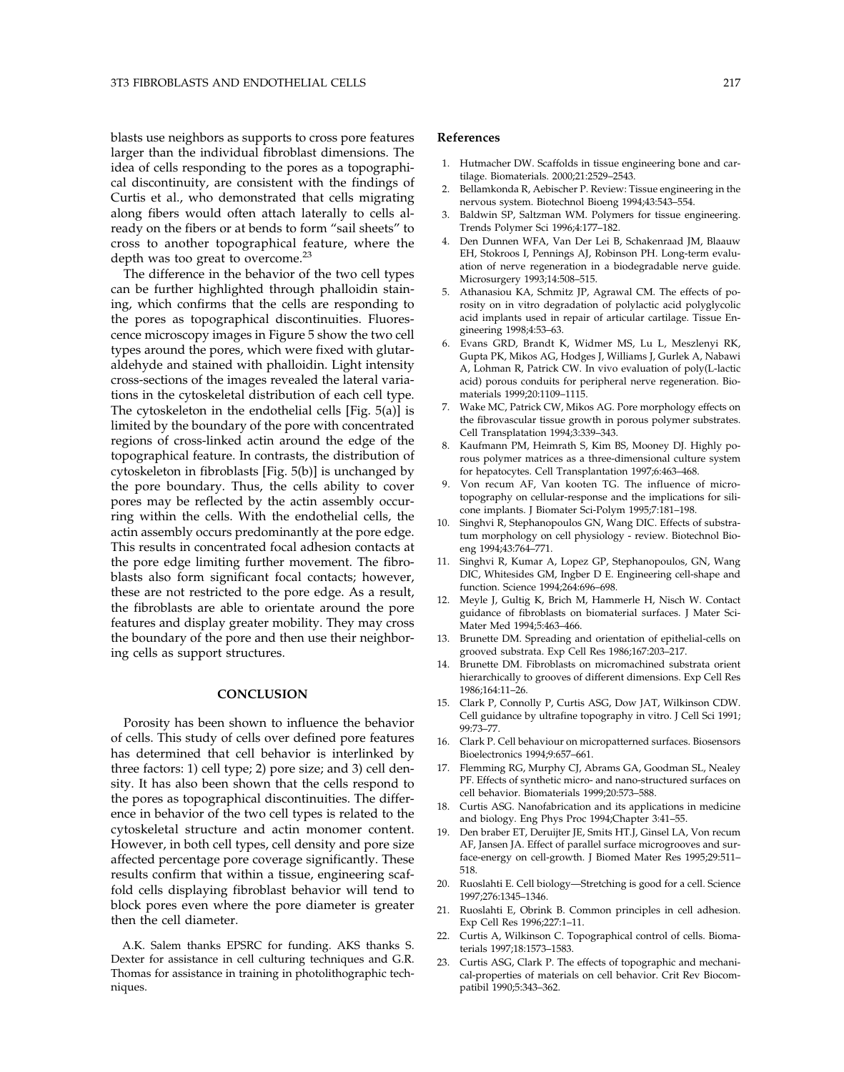blasts use neighbors as supports to cross pore features larger than the individual fibroblast dimensions. The idea of cells responding to the pores as a topographical discontinuity, are consistent with the findings of Curtis et al., who demonstrated that cells migrating along fibers would often attach laterally to cells already on the fibers or at bends to form "sail sheets" to cross to another topographical feature, where the depth was too great to overcome.[23]

The difference in the behavior of the two cell types can be further highlighted through phalloidin staining, which confirms that the cells are responding to the pores as topographical discontinuities. Fluorescence microscopy images in Figure 5 show the two cell types around the pores, which were fixed with glutaraldehyde and stained with phalloidin. Light intensity cross-sections of the images revealed the lateral variations in the cytoskeletal distribution of each cell type. The cytoskeleton in the endothelial cells [Fig. 5(a)] is limited by the boundary of the pore with concentrated regions of cross-linked actin around the edge of the topographical feature. In contrasts, the distribution of cytoskeleton in fibroblasts [Fig. 5(b)] is unchanged by the pore boundary. Thus, the cells ability to cover pores may be reflected by the actin assembly occurring within the cells. With the endothelial cells, the actin assembly occurs predominantly at the pore edge. This results in concentrated focal adhesion contacts at the pore edge limiting further movement. The fibroblasts also form significant focal contacts; however, these are not restricted to the pore edge. As a result, the fibroblasts are able to orientate around the pore features and display greater mobility. They may cross the boundary of the pore and then use their neighboring cells as support structures.

## CONCLUSION

Porosity has been shown to influence the behavior of cells. This study of cells over defined pore features has determined that cell behavior is interlinked by three factors: 1) cell type; 2) pore size; and 3) cell density. It has also been shown that the cells respond to the pores as topographical discontinuities. The difference in behavior of the two cell types is related to the cytoskeletal structure and actin monomer content. However, in both cell types, cell density and pore size affected percentage pore coverage significantly. These results confirm that within a tissue, engineering scaffold cells displaying fibroblast behavior will tend to block pores even where the pore diameter is greater then the cell diameter.

A.K. Salem thanks EPSRC for funding. AKS thanks S. Dexter for assistance in cell culturing techniques and G.R. Thomas for assistance in training in photolithographic techniques.

## References

1. Hutmacher DW. Scaffolds in tissue engineering bone and cartilage. Biomaterials. 2000;21:2529–2543.
2. Bellamkonda R, Aebischer P. Review: Tissue engineering in the nervous system. Biotechnol Bioeng 1994;43:543–554.
3. Baldwin SP, Saltzman WM. Polymers for tissue engineering. Trends Polymer Sci 1996;4:177–182.
4. Den Dunnen WFA, Van Der Lei B, Schakenraad JM, Blaauw EH, Stokroos I, Pennings AJ, Robinson PH. Long-term evaluation of nerve regeneration in a biodegradable nerve guide. Microsurgery 1993;14:508–515.
5. Athanasiou KA, Schmitz JP, Agrawal CM. The effects of porosity on in vitro degradation of polylactic acid polyglycolic acid implants used in repair of articular cartilage. Tissue Engineering 1998;4:53–63.
6. Evans GRD, Brandt K, Widmer MS, Lu L, Meszlenyi RK, Gupta PK, Mikos AG, Hodges J, Williams J, Gurlek A, Nabawi A, Lohman R, Patrick CW. In vivo evaluation of poly(L-lactic acid) porous conduits for peripheral nerve regeneration. Biomaterials 1999;20:1109–1115.
7. Wake MC, Patrick CW, Mikos AG. Pore morphology effects on the fibrovascular tissue growth in porous polymer substrates. Cell Transplatation 1994;3:339–343.
8. Kaufmann PM, Heimrath S, Kim BS, Mooney DJ. Highly porous polymer matrices as a three-dimensional culture system for hepatocytes. Cell Transplantation 1997;6:463–468.
9. Von recum AF, Van kooten TG. The influence of microtopography on cellular-response and the implications for silicone implants. J Biomater Sci-Polym 1995;7:181–198.
10. Singhvi R, Stephanopoulos GN, Wang DIC. Effects of substratum morphology on cell physiology - review. Biotechnol Bioeng 1994;43:764–771.
11. Singhvi R, Kumar A, Lopez GP, Stephanopoulos, GN, Wang DIC, Whitesides GM, Ingber D E. Engineering cell-shape and function. Science 1994;264:696–698.
12. Meyle J, Gultig K, Brich M, Hammerle H, Nisch W. Contact guidance of fibroblasts on biomaterial surfaces. J Mater Sci-Mater Med 1994;5:463–466.
13. Brunette DM. Spreading and orientation of epithelial-cells on grooved substrata. Exp Cell Res 1986;167:203–217.
14. Brunette DM. Fibroblasts on micromachined substrata orient hierarchically to grooves of different dimensions. Exp Cell Res 1986;164:11–26.
15. Clark P, Connolly P, Curtis ASG, Dow JAT, Wilkinson CDW. Cell guidance by ultrafine topography in vitro. J Cell Sci 1991; 99:73–77.
16. Clark P. Cell behaviour on micropatterned surfaces. Biosensors Bioelectronics 1994;9:657–661.
17. Flemming RG, Murphy CJ, Abrams GA, Goodman SL, Nealey PF. Effects of synthetic micro- and nano-structured surfaces on cell behavior. Biomaterials 1999;20:573–588.
18. Curtis ASG. Nanofabrication and its applications in medicine and biology. Eng Phys Proc 1994;Chapter 3:41–55.
19. Den braber ET, Deruijter JE, Smits HT.J, Ginsel LA, Von recum AF, Jansen JA. Effect of parallel surface microgrooves and surface-energy on cell-growth. J Biomed Mater Res 1995;29:511–518.
20. Ruoslahti E. Cell biology—Stretching is good for a cell. Science 1997;276:1345–1346.
21. Ruoslahti E, Obrink B. Common principles in cell adhesion. Exp Cell Res 1996;227:1–11.
22. Curtis A, Wilkinson C. Topographical control of cells. Biomaterials 1997;18:1573–1583.
23. Curtis ASG, Clark P. The effects of topographic and mechanical-properties of materials on cell behavior. Crit Rev Biocompatibil 1990;5:343–362.